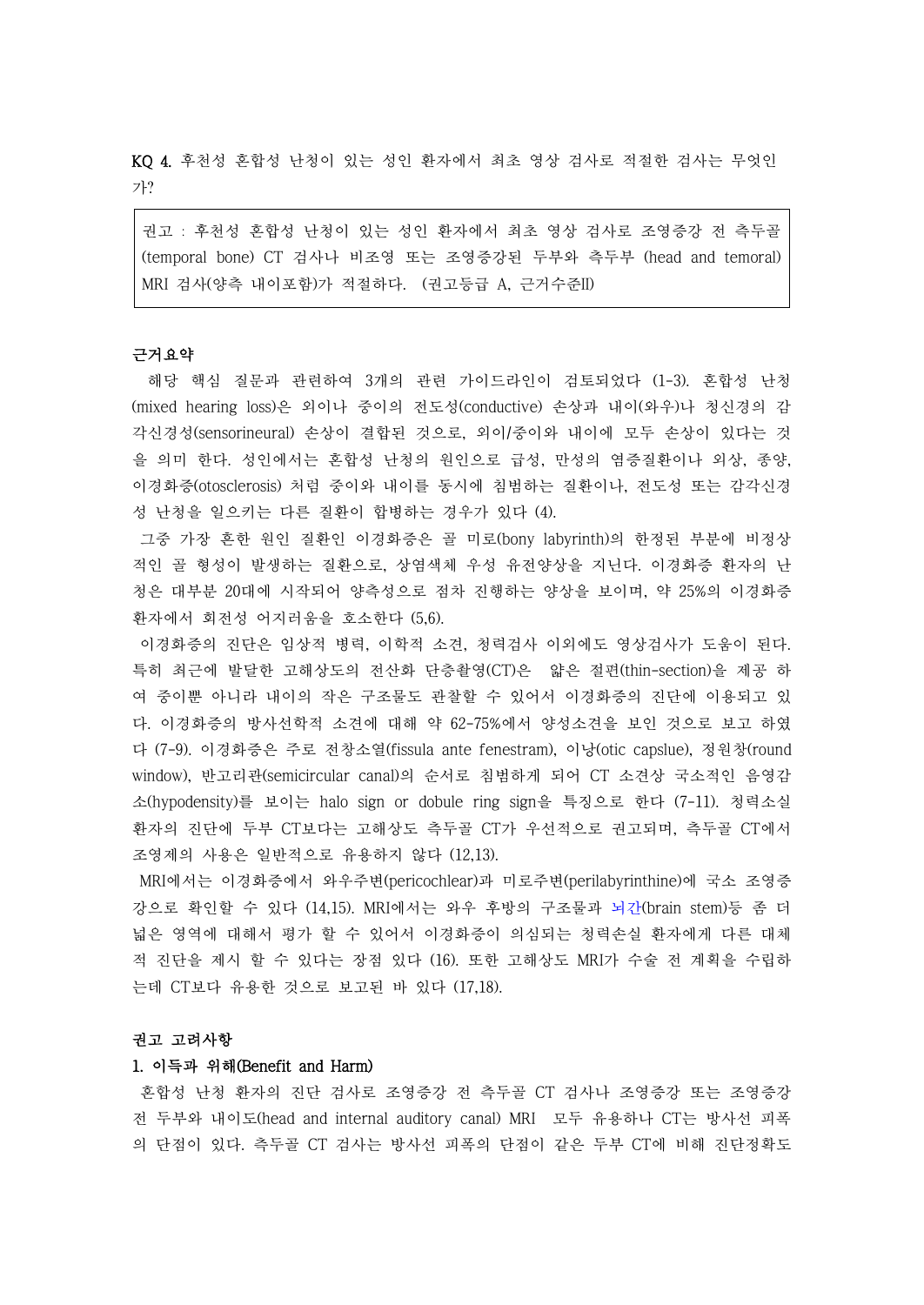KQ 4. 후천성 혼합성 난청이 있는 성인 환자에서 최초 영상 검사로 적절한 검사는 무엇인가?

> 권고 : 후천성 혼합성 난청이 있는 성인 환자에서 최초 영상 검사로 조영증강 전 측두골(temporal bone) CT 검사나 비조영 또는 조영증강된 두부와 측두부 (head and temoral) MRI 검사(양측 내이포함)가 적절하다. (권고등급 A, 근거수준II)

**근거요약**

해당 핵심 질문과 관련하여 3개의 관련 가이드라인이 검토되었다 (1-3). 혼합성 난청(mixed hearing loss)은 외이나 중이의 전도성(conductive) 손상과 내이(와우)나 청신경의 감각신경성(sensorineural) 손상이 결합된 것으로, 외이/중이와 내이에 모두 손상이 있다는 것을 의미 한다. 성인에서는 혼합성 난청의 원인으로 급성, 만성의 염증질환이나 외상, 종양, 이경화증(otosclerosis) 처럼 중이와 내이를 동시에 침범하는 질환이나, 전도성 또는 감각신경성 난청을 일으키는 다른 질환이 합병하는 경우가 있다 (4).

그중 가장 흔한 원인 질환인 이경화증은 골 미로(bony labyrinth)의 한정된 부분에 비정상적인 골 형성이 발생하는 질환으로, 상염색체 우성 유전양상을 지닌다. 이경화증 환자의 난청은 대부분 20대에 시작되어 양측성으로 점차 진행하는 양상을 보이며, 약 25%의 이경화증 환자에서 회전성 어지러움을 호소한다 (5,6).

이경화증의 진단은 임상적 병력, 이학적 소견, 청력검사 이외에도 영상검사가 도움이 된다. 특히 최근에 발달한 고해상도의 전산화 단층촬영(CT)은 얇은 절편(thin-section)을 제공 하여 중이뿐 아니라 내이의 작은 구조물도 관찰할 수 있어서 이경화증의 진단에 이용되고 있다. 이경화증의 방사선학적 소견에 대해 약 62-75%에서 양성소견을 보인 것으로 보고 하였다 (7-9). 이경화증은 주로 전창소열(fissula ante fenestram), 이낭(otic capslue), 정원창(round window), 반고리관(semicircular canal)의 순서로 침범하게 되어 CT 소견상 국소적인 음영감소(hypodensity)를 보이는 halo sign or dobule ring sign을 특징으로 한다 (7-11). 청력소실 환자의 진단에 두부 CT보다는 고해상도 측두골 CT가 우선적으로 권고되며, 측두골 CT에서 조영제의 사용은 일반적으로 유용하지 않다 (12,13).

MRI에서는 이경화증에서 와우주변(pericochlear)과 미로주변(perilabyrinthine)에 국소 조영증강으로 확인할 수 있다 (14,15). MRI에서는 와우 후방의 구조물과 뇌간(brain stem)등 좀 더 넓은 영역에 대해서 평가 할 수 있어서 이경화증이 의심되는 청력손실 환자에게 다른 대체적 진단을 제시 할 수 있다는 장점 있다 (16). 또한 고해상도 MRI가 수술 전 계획을 수립하는데 CT보다 유용한 것으로 보고된 바 있다 (17,18).

**권고 고려사항**

**1. 이득과 위해(Benefit and Harm)**

혼합성 난청 환자의 진단 검사로 조영증강 전 측두골 CT 검사나 조영증강 또는 조영증강 전 두부와 내이도(head and internal auditory canal) MRI 모두 유용하나 CT는 방사선 피폭의 단점이 있다. 측두골 CT 검사는 방사선 피폭의 단점이 같은 두부 CT에 비해 진단정확도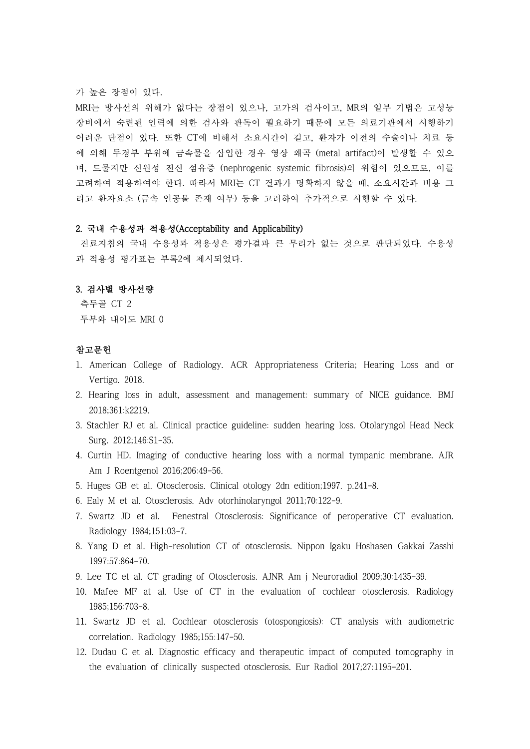가 높은 장점이 있다.

MRI는 방사선의 위해가 없다는 장점이 있으나, 고가의 검사이고, MR의 일부 기법은 고성능 장비에서 숙련된 인력에 의한 검사와 판독이 필요하기 때문에 모든 의료기관에서 시행하기 어려운 단점이 있다. 또한 CT에 비해서 소요시간이 길고, 환자가 이전의 수술이나 치료 등에 의해 두경부 부위에 금속물을 삽입한 경우 영상 왜곡 (metal artifact)이 발생할 수 있으며, 드물지만 신원성 전신 섬유증 (nephrogenic systemic fibrosis)의 위험이 있으므로, 이를 고려하여 적용하여야 한다. 따라서 MRI는 CT 결과가 명확하지 않을 때, 소요시간과 비용 그리고 환자요소 (금속 인공물 존재 여부) 등을 고려하여 추가적으로 시행할 수 있다.

## 2. 국내 수용성과 적용성(Acceptability and Applicability)

진료지침의 국내 수용성과 적용성은 평가결과 큰 무리가 없는 것으로 판단되었다. 수용성과 적용성 평가표는 부록2에 제시되었다.

## 3. 검사별 방사선량

측두골 CT 2

두부와 내이도 MRI 0

## 참고문헌

1. American College of Radiology. ACR Appropriateness Criteria; Hearing Loss and or Vertigo. 2018.
2. Hearing loss in adult, assessment and management: summary of NICE guidance. BMJ 2018;361:k2219.
3. Stachler RJ et al. Clinical practice guideline: sudden hearing loss. Otolaryngol Head Neck Surg. 2012;146:S1-35.
4. Curtin HD. Imaging of conductive hearing loss with a normal tympanic membrane. AJR Am J Roentgenol 2016;206:49-56.
5. Huges GB et al. Otosclerosis. Clinical otology 2dn edition;1997. p.241-8.
6. Ealy M et al. Otosclerosis. Adv otorhinolaryngol 2011;70:122-9.
7. Swartz JD et al. Fenestral Otosclerosis: Significance of peroperative CT evaluation. Radiology 1984;151:03-7.
8. Yang D et al. High-resolution CT of otosclerosis. Nippon Igaku Hoshasen Gakkai Zasshi 1997:57:864-70.
9. Lee TC et al. CT grading of Otosclerosis. AJNR Am j Neuroradiol 2009;30:1435-39.
10. Mafee MF at al. Use of CT in the evaluation of cochlear otosclerosis. Radiology 1985;156:703-8.
11. Swartz JD et al. Cochlear otosclerosis (otospongiosis): CT analysis with audiometric correlation. Radiology 1985;155:147-50.
12. Dudau C et al. Diagnostic efficacy and therapeutic impact of computed tomography in the evaluation of clinically suspected otosclerosis. Eur Radiol 2017;27:1195-201.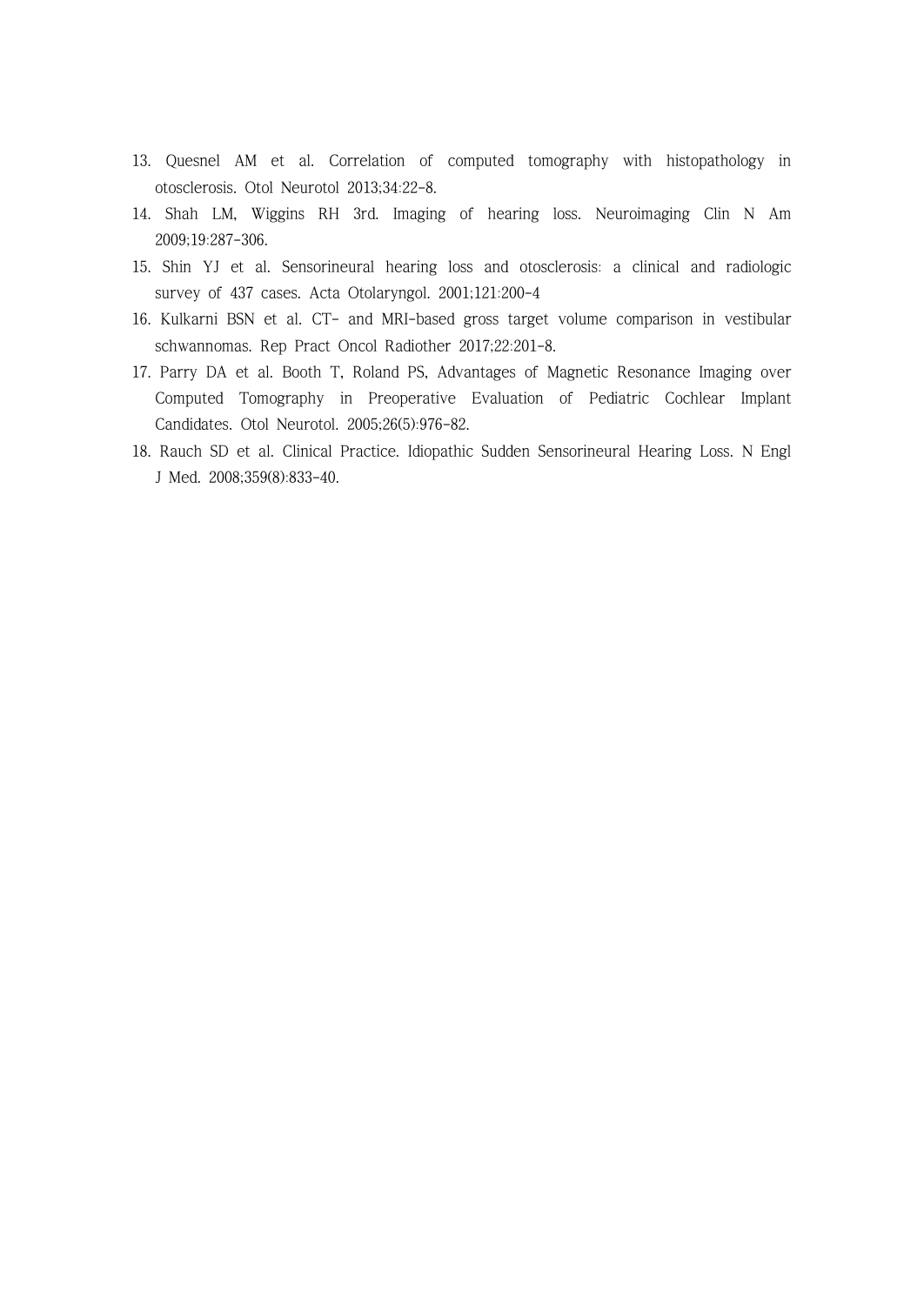13. Quesnel AM et al. Correlation of computed tomography with histopathology in otosclerosis. Otol Neurotol 2013;34:22-8.
14. Shah LM, Wiggins RH 3rd. Imaging of hearing loss. Neuroimaging Clin N Am 2009;19:287-306.
15. Shin YJ et al. Sensorineural hearing loss and otosclerosis: a clinical and radiologic survey of 437 cases. Acta Otolaryngol. 2001;121:200-4
16. Kulkarni BSN et al. CT- and MRI-based gross target volume comparison in vestibular schwannomas. Rep Pract Oncol Radiother 2017;22:201-8.
17. Parry DA et al. Booth T, Roland PS, Advantages of Magnetic Resonance Imaging over Computed Tomography in Preoperative Evaluation of Pediatric Cochlear Implant Candidates. Otol Neurotol. 2005;26(5):976-82.
18. Rauch SD et al. Clinical Practice. Idiopathic Sudden Sensorineural Hearing Loss. N Engl J Med. 2008;359(8):833-40.